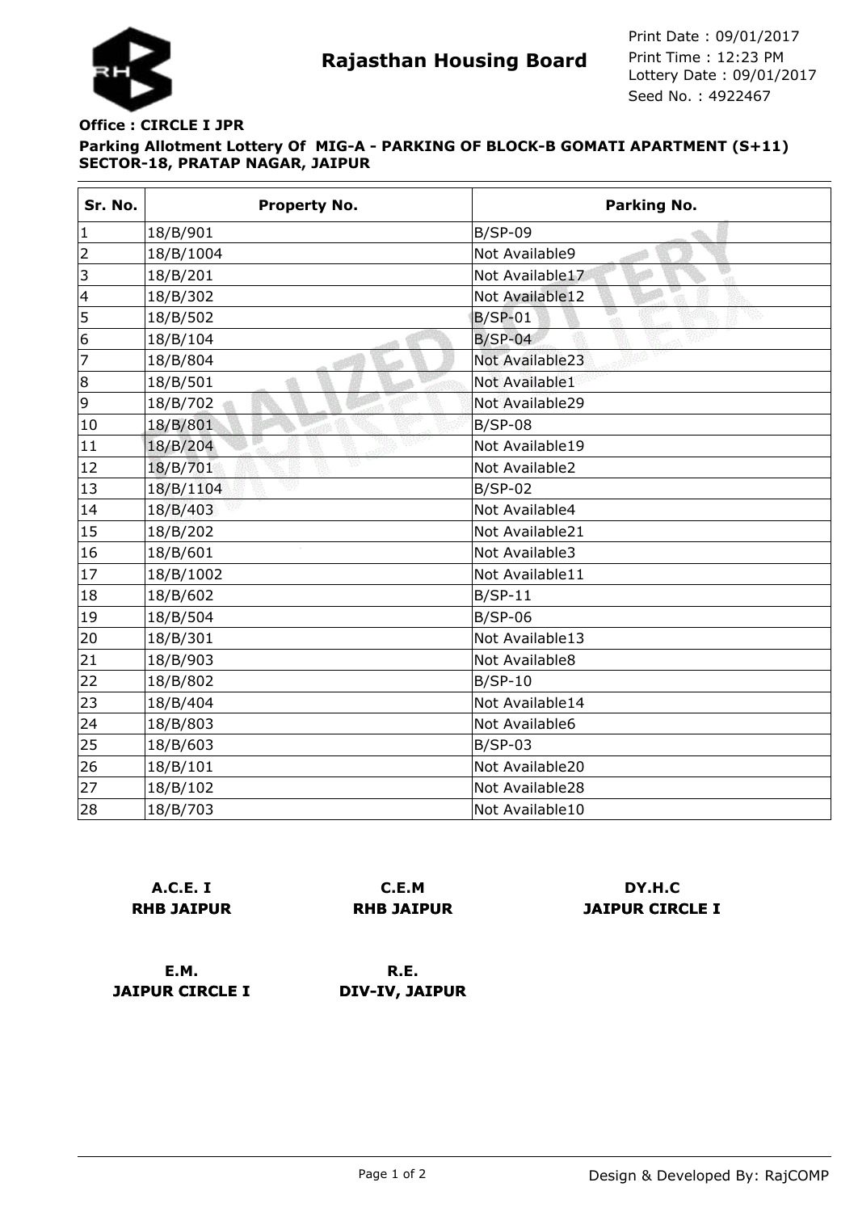# Rajasthan Housing Board

Print Date : 09/01/2017
Print Time : 12:23 PM
Lottery Date : 09/01/2017
Seed No. : 4922467

**Office : CIRCLE I JPR**

**Parking Allotment Lottery Of MIG-A - PARKING OF BLOCK-B GOMATI APARTMENT (S+11) SECTOR-18, PRATAP NAGAR, JAIPUR**

| Sr. No. | Property No. | Parking No. |
|---|---|---|
| 1 | 18/B/901 | B/SP-09 |
| 2 | 18/B/1004 | Not Available9 |
| 3 | 18/B/201 | Not Available17 |
| 4 | 18/B/302 | Not Available12 |
| 5 | 18/B/502 | B/SP-01 |
| 6 | 18/B/104 | B/SP-04 |
| 7 | 18/B/804 | Not Available23 |
| 8 | 18/B/501 | Not Available1 |
| 9 | 18/B/702 | Not Available29 |
| 10 | 18/B/801 | B/SP-08 |
| 11 | 18/B/204 | Not Available19 |
| 12 | 18/B/701 | Not Available2 |
| 13 | 18/B/1104 | B/SP-02 |
| 14 | 18/B/403 | Not Available4 |
| 15 | 18/B/202 | Not Available21 |
| 16 | 18/B/601 | Not Available3 |
| 17 | 18/B/1002 | Not Available11 |
| 18 | 18/B/602 | B/SP-11 |
| 19 | 18/B/504 | B/SP-06 |
| 20 | 18/B/301 | Not Available13 |
| 21 | 18/B/903 | Not Available8 |
| 22 | 18/B/802 | B/SP-10 |
| 23 | 18/B/404 | Not Available14 |
| 24 | 18/B/803 | Not Available6 |
| 25 | 18/B/603 | B/SP-03 |
| 26 | 18/B/101 | Not Available20 |
| 27 | 18/B/102 | Not Available28 |
| 28 | 18/B/703 | Not Available10 |

**A.C.E. I**
**RHB JAIPUR**

**C.E.M**
**RHB JAIPUR**

**DY.H.C**
**JAIPUR CIRCLE I**

**E.M.**
**JAIPUR CIRCLE I**

**R.E.**
**DIV-IV, JAIPUR**

Design & Developed By: RajCOMP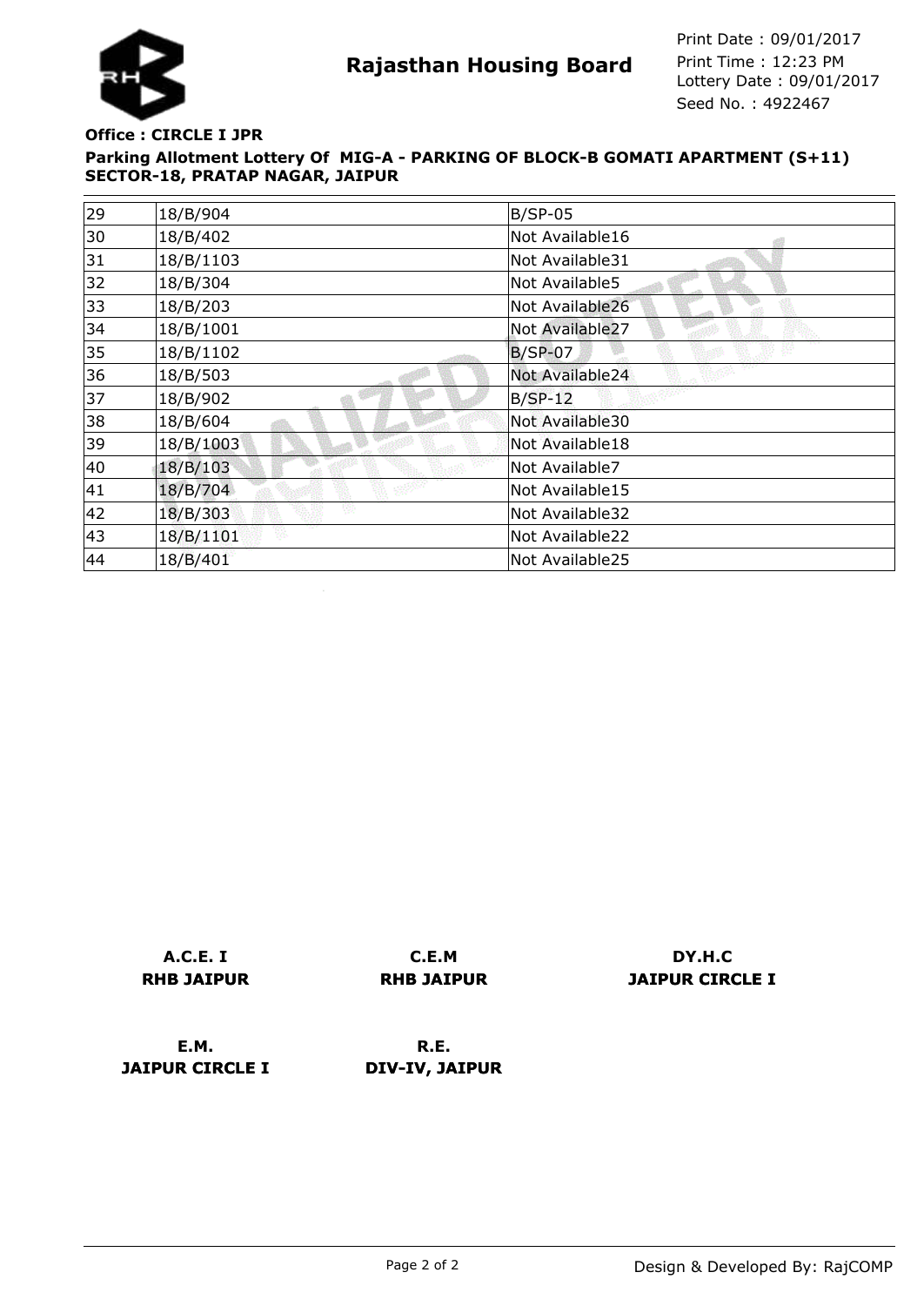**Rajasthan Housing Board**

Print Date : 09/01/2017
Print Time : 12:23 PM
Lottery Date : 09/01/2017
Seed No. : 4922467

**Office : CIRCLE I JPR**

**Parking Allotment Lottery Of MIG-A - PARKING OF BLOCK-B GOMATI APARTMENT (S+11) SECTOR-18, PRATAP NAGAR, JAIPUR**

| | | |
|---|---|---|
| 29 | 18/B/904 | B/SP-05 |
| 30 | 18/B/402 | Not Available16 |
| 31 | 18/B/1103 | Not Available31 |
| 32 | 18/B/304 | Not Available5 |
| 33 | 18/B/203 | Not Available26 |
| 34 | 18/B/1001 | Not Available27 |
| 35 | 18/B/1102 | B/SP-07 |
| 36 | 18/B/503 | Not Available24 |
| 37 | 18/B/902 | B/SP-12 |
| 38 | 18/B/604 | Not Available30 |
| 39 | 18/B/1003 | Not Available18 |
| 40 | 18/B/103 | Not Available7 |
| 41 | 18/B/704 | Not Available15 |
| 42 | 18/B/303 | Not Available32 |
| 43 | 18/B/1101 | Not Available22 |
| 44 | 18/B/401 | Not Available25 |

**A.C.E. I**
**RHB JAIPUR**

**C.E.M**
**RHB JAIPUR**

**DY.H.C**
**JAIPUR CIRCLE I**

**E.M.**
**JAIPUR CIRCLE I**

**R.E.**
**DIV-IV, JAIPUR**

Design & Developed By: RajCOMP